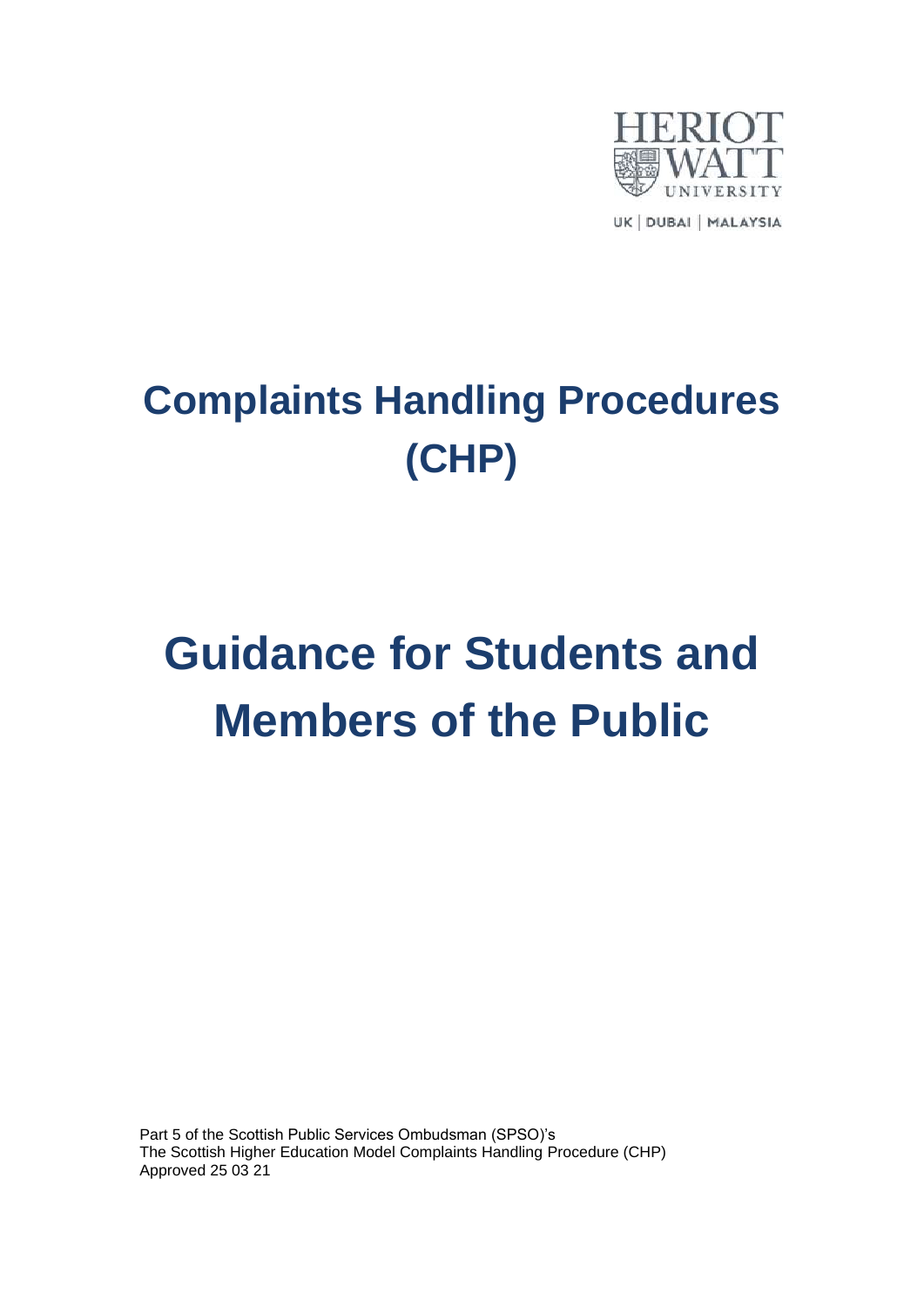HERIOT WATT UNIVERSITY

UK | DUBAI | MALAYSIA

# Complaints Handling Procedures (CHP)

# Guidance for Students and Members of the Public

Part 5 of the Scottish Public Services Ombudsman (SPSO)'s
The Scottish Higher Education Model Complaints Handling Procedure (CHP)
Approved 25 03 21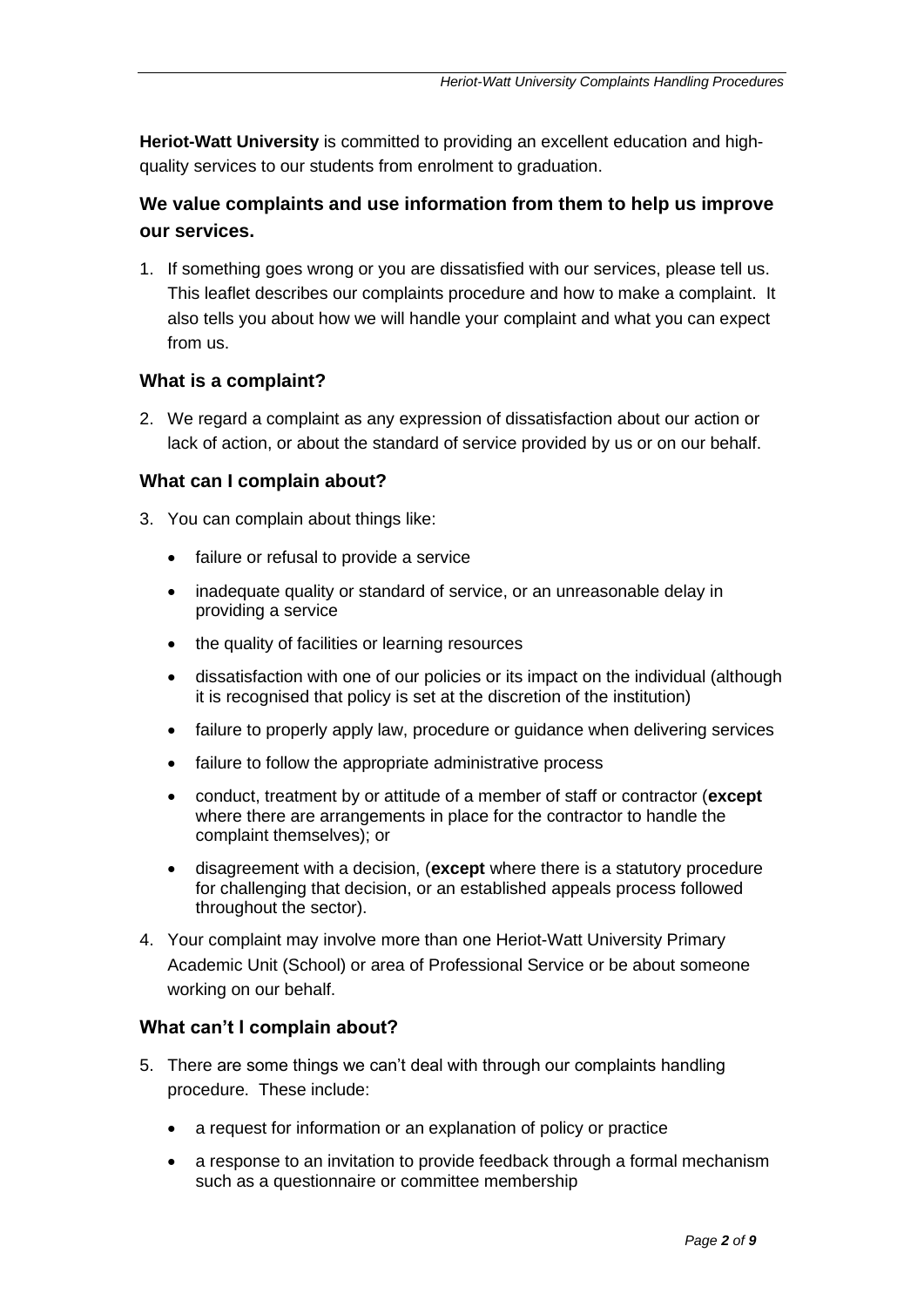**Heriot-Watt University** is committed to providing an excellent education and high-quality services to our students from enrolment to graduation.

## We value complaints and use information from them to help us improve our services.

1. If something goes wrong or you are dissatisfied with our services, please tell us. This leaflet describes our complaints procedure and how to make a complaint. It also tells you about how we will handle your complaint and what you can expect from us.

### What is a complaint?

2. We regard a complaint as any expression of dissatisfaction about our action or lack of action, or about the standard of service provided by us or on our behalf.

### What can I complain about?

3. You can complain about things like:

    - failure or refusal to provide a service
    - inadequate quality or standard of service, or an unreasonable delay in providing a service
    - the quality of facilities or learning resources
    - dissatisfaction with one of our policies or its impact on the individual (although it is recognised that policy is set at the discretion of the institution)
    - failure to properly apply law, procedure or guidance when delivering services
    - failure to follow the appropriate administrative process
    - conduct, treatment by or attitude of a member of staff or contractor (**except** where there are arrangements in place for the contractor to handle the complaint themselves); or
    - disagreement with a decision, (**except** where there is a statutory procedure for challenging that decision, or an established appeals process followed throughout the sector).

4. Your complaint may involve more than one Heriot-Watt University Primary Academic Unit (School) or area of Professional Service or be about someone working on our behalf.

### What can't I complain about?

5. There are some things we can't deal with through our complaints handling procedure. These include:

    - a request for information or an explanation of policy or practice
    - a response to an invitation to provide feedback through a formal mechanism such as a questionnaire or committee membership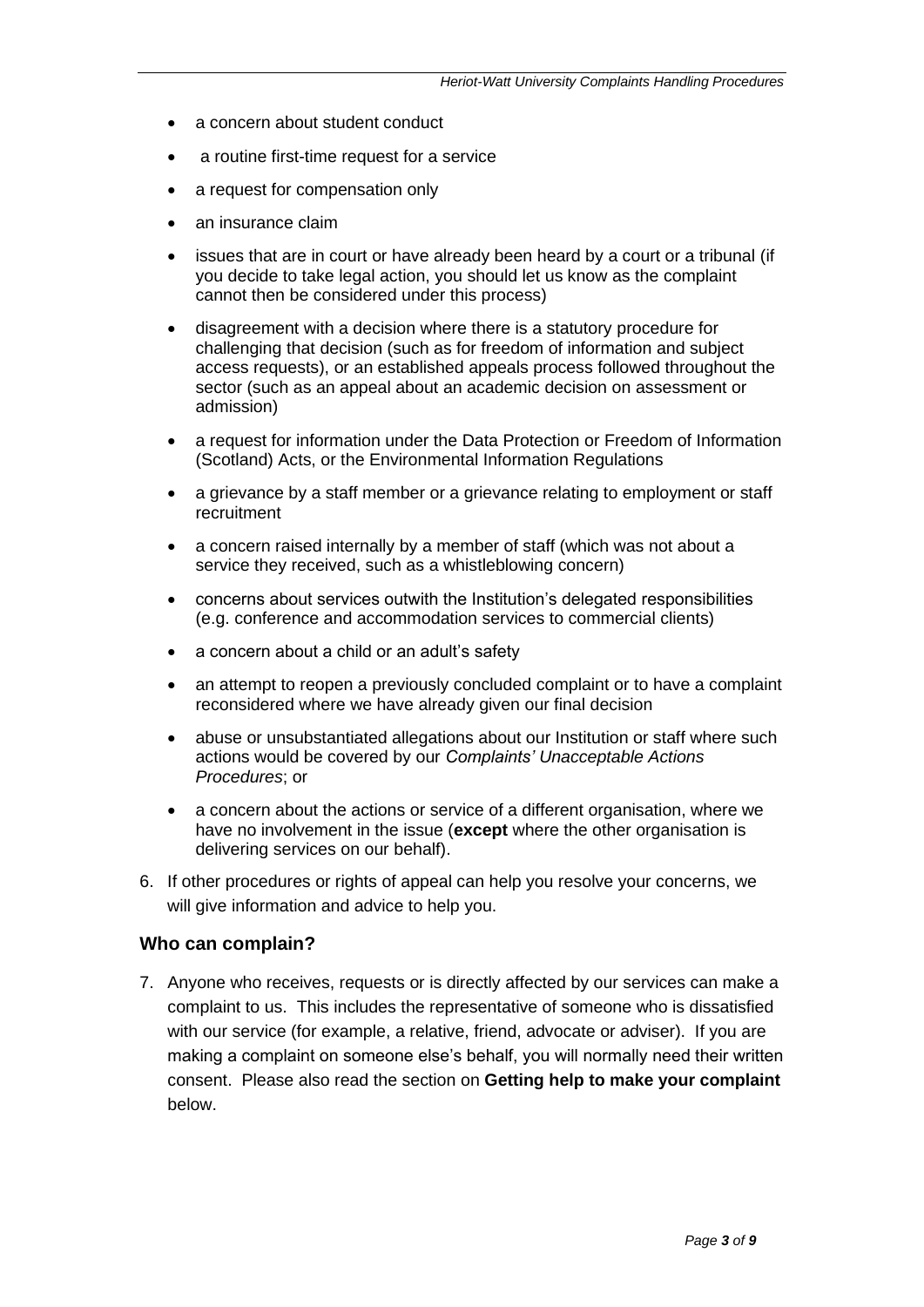- a concern about student conduct
- a routine first-time request for a service
- a request for compensation only
- an insurance claim
- issues that are in court or have already been heard by a court or a tribunal (if you decide to take legal action, you should let us know as the complaint cannot then be considered under this process)
- disagreement with a decision where there is a statutory procedure for challenging that decision (such as for freedom of information and subject access requests), or an established appeals process followed throughout the sector (such as an appeal about an academic decision on assessment or admission)
- a request for information under the Data Protection or Freedom of Information (Scotland) Acts, or the Environmental Information Regulations
- a grievance by a staff member or a grievance relating to employment or staff recruitment
- a concern raised internally by a member of staff (which was not about a service they received, such as a whistleblowing concern)
- concerns about services outwith the Institution's delegated responsibilities (e.g. conference and accommodation services to commercial clients)
- a concern about a child or an adult's safety
- an attempt to reopen a previously concluded complaint or to have a complaint reconsidered where we have already given our final decision
- abuse or unsubstantiated allegations about our Institution or staff where such actions would be covered by our *Complaints' Unacceptable Actions Procedures*; or
- a concern about the actions or service of a different organisation, where we have no involvement in the issue (**except** where the other organisation is delivering services on our behalf).

6. If other procedures or rights of appeal can help you resolve your concerns, we will give information and advice to help you.

## Who can complain?

7. Anyone who receives, requests or is directly affected by our services can make a complaint to us. This includes the representative of someone who is dissatisfied with our service (for example, a relative, friend, advocate or adviser). If you are making a complaint on someone else's behalf, you will normally need their written consent. Please also read the section on **Getting help to make your complaint** below.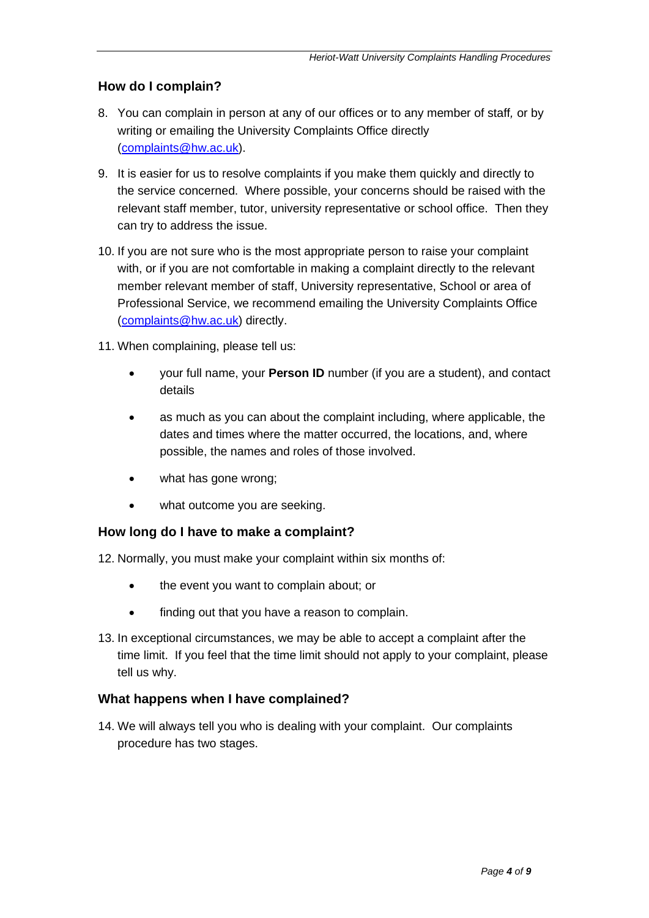## How do I complain?

8. You can complain in person at any of our offices or to any member of staff, or by writing or emailing the University Complaints Office directly (complaints@hw.ac.uk).

9. It is easier for us to resolve complaints if you make them quickly and directly to the service concerned. Where possible, your concerns should be raised with the relevant staff member, tutor, university representative or school office. Then they can try to address the issue.

10. If you are not sure who is the most appropriate person to raise your complaint with, or if you are not comfortable in making a complaint directly to the relevant member relevant member of staff, University representative, School or area of Professional Service, we recommend emailing the University Complaints Office (complaints@hw.ac.uk) directly.

11. When complaining, please tell us:

    - your full name, your **Person ID** number (if you are a student), and contact details
    - as much as you can about the complaint including, where applicable, the dates and times where the matter occurred, the locations, and, where possible, the names and roles of those involved.
    - what has gone wrong;
    - what outcome you are seeking.

## How long do I have to make a complaint?

12. Normally, you must make your complaint within six months of:

    - the event you want to complain about; or
    - finding out that you have a reason to complain.

13. In exceptional circumstances, we may be able to accept a complaint after the time limit. If you feel that the time limit should not apply to your complaint, please tell us why.

## What happens when I have complained?

14. We will always tell you who is dealing with your complaint. Our complaints procedure has two stages.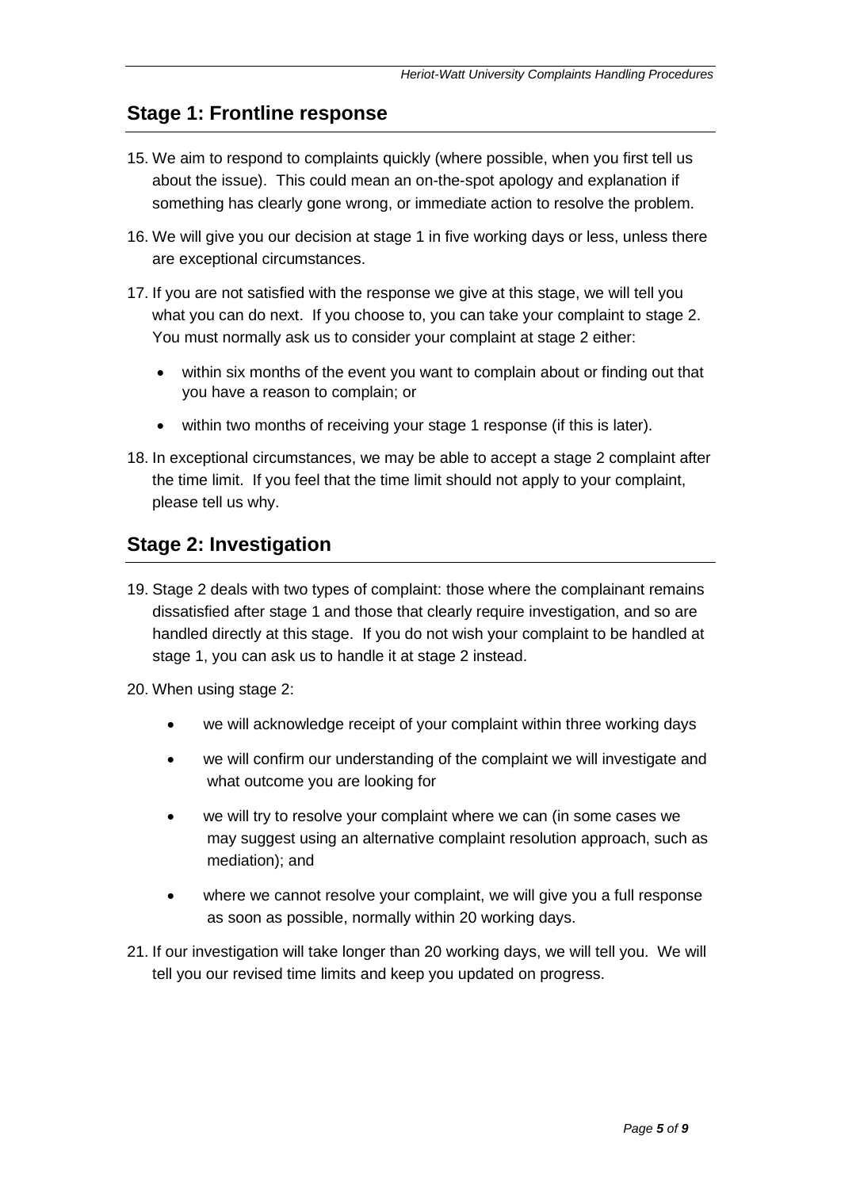## Stage 1: Frontline response

15. We aim to respond to complaints quickly (where possible, when you first tell us about the issue). This could mean an on-the-spot apology and explanation if something has clearly gone wrong, or immediate action to resolve the problem.

16. We will give you our decision at stage 1 in five working days or less, unless there are exceptional circumstances.

17. If you are not satisfied with the response we give at this stage, we will tell you what you can do next. If you choose to, you can take your complaint to stage 2. You must normally ask us to consider your complaint at stage 2 either:

    - within six months of the event you want to complain about or finding out that you have a reason to complain; or
    - within two months of receiving your stage 1 response (if this is later).

18. In exceptional circumstances, we may be able to accept a stage 2 complaint after the time limit. If you feel that the time limit should not apply to your complaint, please tell us why.

## Stage 2: Investigation

19. Stage 2 deals with two types of complaint: those where the complainant remains dissatisfied after stage 1 and those that clearly require investigation, and so are handled directly at this stage. If you do not wish your complaint to be handled at stage 1, you can ask us to handle it at stage 2 instead.

20. When using stage 2:

    - we will acknowledge receipt of your complaint within three working days
    - we will confirm our understanding of the complaint we will investigate and what outcome you are looking for
    - we will try to resolve your complaint where we can (in some cases we may suggest using an alternative complaint resolution approach, such as mediation); and
    - where we cannot resolve your complaint, we will give you a full response as soon as possible, normally within 20 working days.

21. If our investigation will take longer than 20 working days, we will tell you. We will tell you our revised time limits and keep you updated on progress.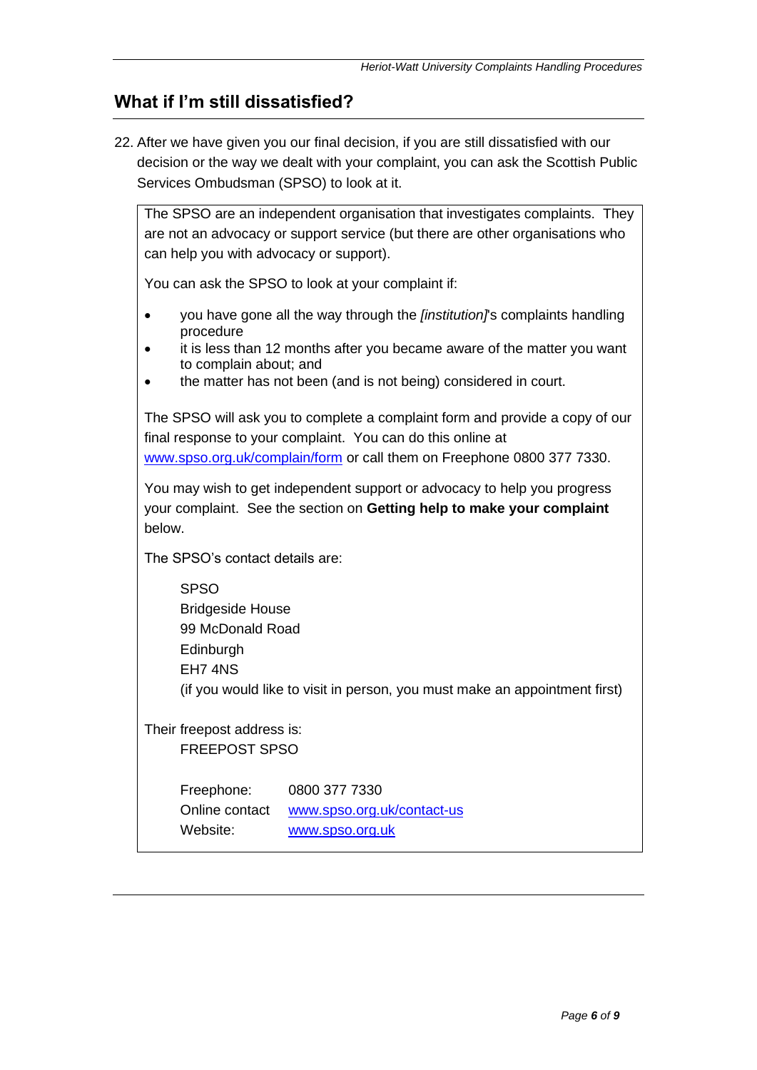## What if I'm still dissatisfied?

22. After we have given you our final decision, if you are still dissatisfied with our decision or the way we dealt with your complaint, you can ask the Scottish Public Services Ombudsman (SPSO) to look at it.

The SPSO are an independent organisation that investigates complaints. They are not an advocacy or support service (but there are other organisations who can help you with advocacy or support).

You can ask the SPSO to look at your complaint if:

- you have gone all the way through the *[institution]*'s complaints handling procedure
- it is less than 12 months after you became aware of the matter you want to complain about; and
- the matter has not been (and is not being) considered in court.

The SPSO will ask you to complete a complaint form and provide a copy of our final response to your complaint. You can do this online at www.spso.org.uk/complain/form or call them on Freephone 0800 377 7330.

You may wish to get independent support or advocacy to help you progress your complaint. See the section on **Getting help to make your complaint** below.

The SPSO's contact details are:

SPSO
Bridgeside House
99 McDonald Road
Edinburgh
EH7 4NS
(if you would like to visit in person, you must make an appointment first)

Their freepost address is:
FREEPOST SPSO

| | |
|---|---|
| Freephone: | 0800 377 7330 |
| Online contact | www.spso.org.uk/contact-us |
| Website: | www.spso.org.uk |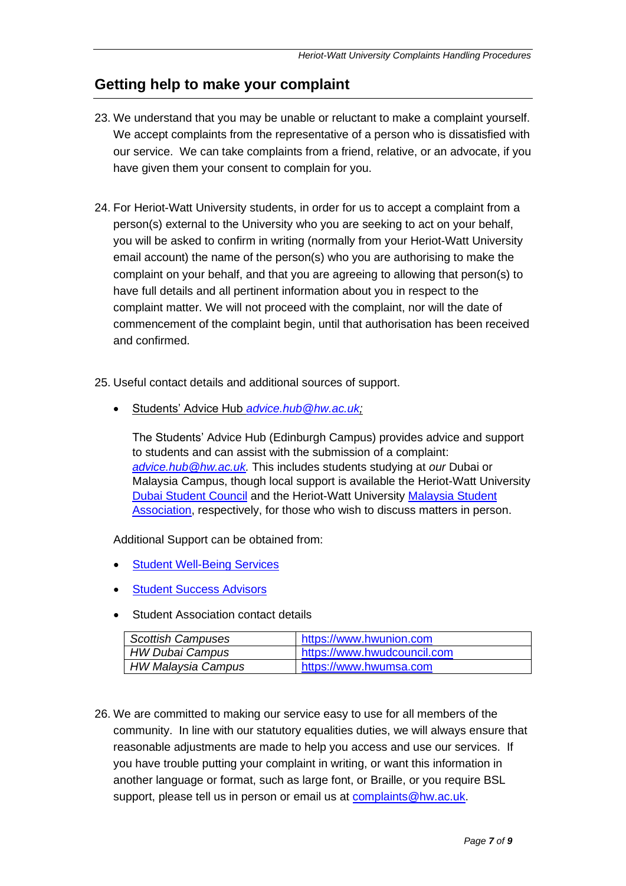## Getting help to make your complaint

23. We understand that you may be unable or reluctant to make a complaint yourself. We accept complaints from the representative of a person who is dissatisfied with our service. We can take complaints from a friend, relative, or an advocate, if you have given them your consent to complain for you.

24. For Heriot-Watt University students, in order for us to accept a complaint from a person(s) external to the University who you are seeking to act on your behalf, you will be asked to confirm in writing (normally from your Heriot-Watt University email account) the name of the person(s) who you are authorising to make the complaint on your behalf, and that you are agreeing to allowing that person(s) to have full details and all pertinent information about you in respect to the complaint matter. We will not proceed with the complaint, nor will the date of commencement of the complaint begin, until that authorisation has been received and confirmed.

25. Useful contact details and additional sources of support.

    - Students' Advice Hub *advice.hub@hw.ac.uk;*

      The Students' Advice Hub (Edinburgh Campus) provides advice and support to students and can assist with the submission of a complaint: *advice.hub@hw.ac.uk.* This includes students studying at *our* Dubai or Malaysia Campus, though local support is available the Heriot-Watt University Dubai Student Council and the Heriot-Watt University Malaysia Student Association, respectively, for those who wish to discuss matters in person.

    Additional Support can be obtained from:

    - Student Well-Being Services
    - Student Success Advisors
    - Student Association contact details

    | | |
    |---|---|
    | *Scottish Campuses* | https://www.hwunion.com |
    | *HW Dubai Campus* | https://www.hwudcouncil.com |
    | *HW Malaysia Campus* | https://www.hwumsa.com |

26. We are committed to making our service easy to use for all members of the community. In line with our statutory equalities duties, we will always ensure that reasonable adjustments are made to help you access and use our services. If you have trouble putting your complaint in writing, or want this information in another language or format, such as large font, or Braille, or you require BSL support, please tell us in person or email us at complaints@hw.ac.uk.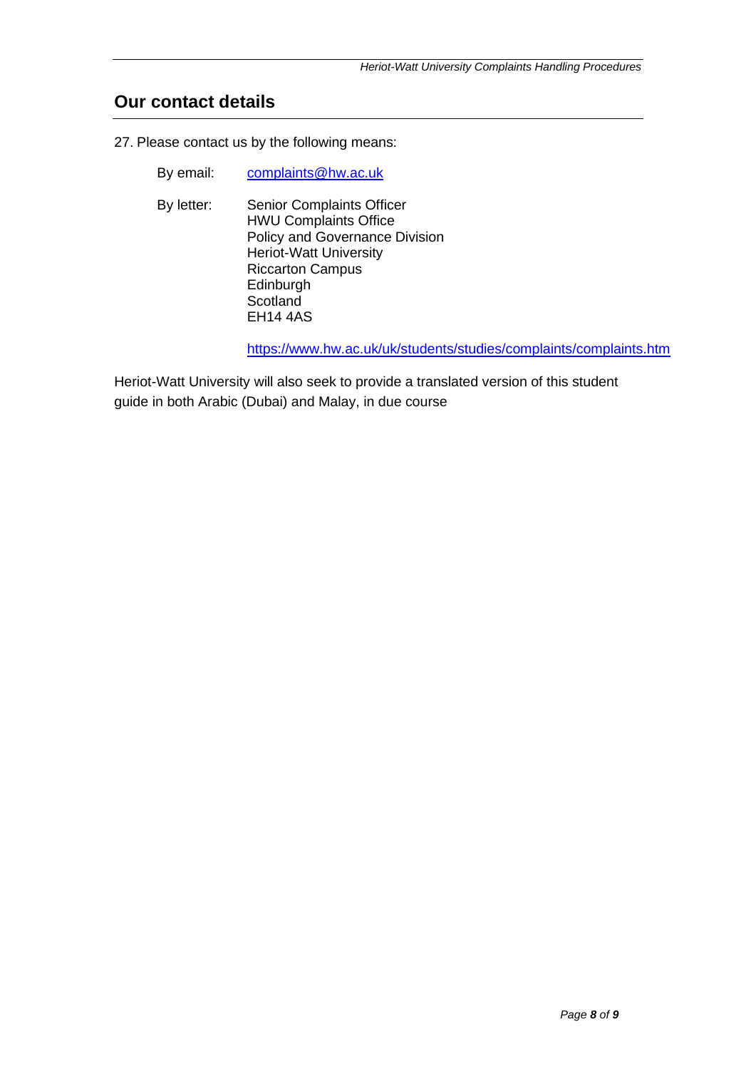## Our contact details

27. Please contact us by the following means:

By email: complaints@hw.ac.uk

By letter:

Senior Complaints Officer
HWU Complaints Office
Policy and Governance Division
Heriot-Watt University
Riccarton Campus
Edinburgh
Scotland
EH14 4AS

https://www.hw.ac.uk/uk/students/studies/complaints/complaints.htm

Heriot-Watt University will also seek to provide a translated version of this student guide in both Arabic (Dubai) and Malay, in due course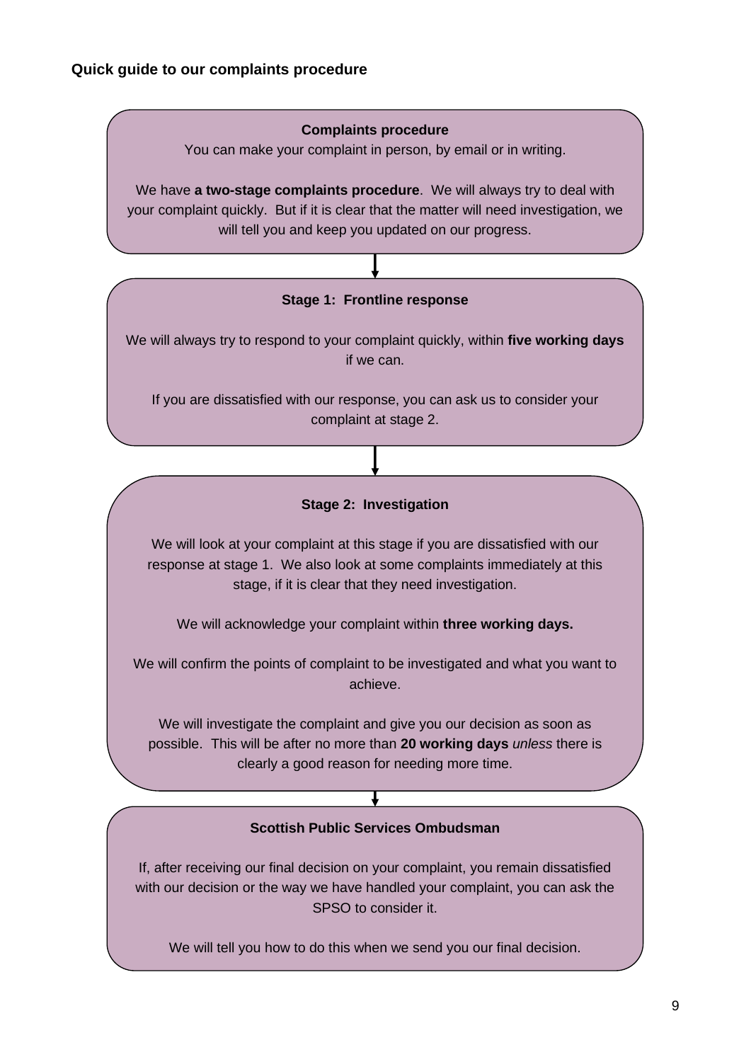**Quick guide to our complaints procedure**

**Complaints procedure**

You can make your complaint in person, by email or in writing.

We have **a two-stage complaints procedure**. We will always try to deal with your complaint quickly. But if it is clear that the matter will need investigation, we will tell you and keep you updated on our progress.

**Stage 1: Frontline response**

We will always try to respond to your complaint quickly, within **five working days** if we can.

If you are dissatisfied with our response, you can ask us to consider your complaint at stage 2.

**Stage 2: Investigation**

We will look at your complaint at this stage if you are dissatisfied with our response at stage 1. We also look at some complaints immediately at this stage, if it is clear that they need investigation.

We will acknowledge your complaint within **three working days.**

We will confirm the points of complaint to be investigated and what you want to achieve.

We will investigate the complaint and give you our decision as soon as possible. This will be after no more than **20 working days** *unless* there is clearly a good reason for needing more time.

**Scottish Public Services Ombudsman**

If, after receiving our final decision on your complaint, you remain dissatisfied with our decision or the way we have handled your complaint, you can ask the SPSO to consider it.

We will tell you how to do this when we send you our final decision.